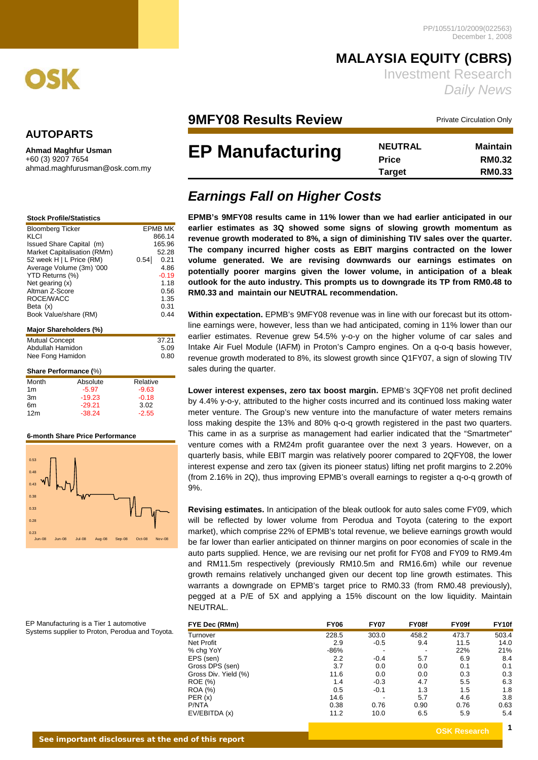PP/10551/10/2009(022563)
December 1, 2008

# MALAYSIA EQUITY (CBRS)

Investment Research
*Daily News*

## AUTOPARTS

**Ahmad Maghfur Usman**
+60 (3) 9207 7654
ahmad.maghfurusman@osk.com.my

## 9MFY08 Results Review

Private Circulation Only

# EP Manufacturing

| NEUTRAL | Maintain |
|---|---|
| Price | RM0.32 |
| Target | RM0.33 |

## *Earnings Fall on Higher Costs*

**EPMB's 9MFY08 results came in 11% lower than we had earlier anticipated in our earlier estimates as 3Q showed some signs of slowing growth momentum as revenue growth moderated to 8%, a sign of diminishing TIV sales over the quarter. The company incurred higher costs as EBIT margins contracted on the lower volume generated. We are revising downwards our earnings estimates on potentially poorer margins given the lower volume, in anticipation of a bleak outlook for the auto industry. This prompts us to downgrade its TP from RM0.48 to RM0.33 and maintain our NEUTRAL recommendation.**

**Within expectation.** EPMB's 9MFY08 revenue was in line with our forecast but its ottom-line earnings were, however, less than we had anticipated, coming in 11% lower than our earlier estimates. Revenue grew 54.5% y-o-y on the higher volume of car sales and Intake Air Fuel Module (IAFM) in Proton's Campro engines. On a q-o-q basis however, revenue growth moderated to 8%, its slowest growth since Q1FY07, a sign of slowing TIV sales during the quarter.

**Lower interest expenses, zero tax boost margin.** EPMB's 3QFY08 net profit declined by 4.4% y-o-y, attributed to the higher costs incurred and its continued loss making water meter venture. The Group's new venture into the manufacture of water meters remains loss making despite the 13% and 80% q-o-q growth registered in the past two quarters. This came in as a surprise as management had earlier indicated that the "Smartmeter" venture comes with a RM24m profit guarantee over the next 3 years. However, on a quarterly basis, while EBIT margin was relatively poorer compared to 2QFY08, the lower interest expense and zero tax (given its pioneer status) lifting net profit margins to 2.20% (from 2.16% in 2Q), thus improving EPMB's overall earnings to register a q-o-q growth of 9%.

**Revising estimates.** In anticipation of the bleak outlook for auto sales come FY09, which will be reflected by lower volume from Perodua and Toyota (catering to the export market), which comprise 22% of EPMB's total revenue, we believe earnings growth would be far lower than earlier anticipated on thinner margins on poor economies of scale in the auto parts supplied. Hence, we are revising our net profit for FY08 and FY09 to RM9.4m and RM11.5m respectively (previously RM10.5m and RM16.6m) while our revenue growth remains relatively unchanged given our decent top line growth estimates. This warrants a downgrade on EPMB's target price to RM0.33 (from RM0.48 previously), pegged at a P/E of 5X and applying a 15% discount on the low liquidity. Maintain NEUTRAL.

**Stock Profile/Statistics**

| | |
|---|---|
| Bloomberg Ticker | EPMB MK |
| KLCI | 866.14 |
| Issued Share Capital (m) | 165.96 |
| Market Capitalisation (RMm) | 52.28 |
| 52 week H \| L Price (RM) | 0.54 \| 0.21 |
| Average Volume (3m) '000 | 4.86 |
| YTD Returns (%) | -0.19 |
| Net gearing (x) | 1.18 |
| Altman Z-Score | 0.56 |
| ROCE/WACC | 1.35 |
| Beta (x) | 0.31 |
| Book Value/share (RM) | 0.44 |

**Major Shareholders (%)**

| | |
|---|---|
| Mutual Concept | 37.21 |
| Abdullah Hamidon | 5.09 |
| Nee Fong Hamidon | 0.80 |

**Share Performance (%)**

| Month | Absolute | Relative |
|---|---|---|
| 1m | -5.97 | -9.63 |
| 3m | -19.23 | -0.18 |
| 6m | -29.21 | 3.02 |
| 12m | -38.24 | -2.55 |

**6-month Share Price Performance**

EP Manufacturing is a Tier 1 automotive Systems supplier to Proton, Perodua and Toyota.

| FYE Dec (RMm) | FY06 | FY07 | FY08f | FY09f | FY10f |
|---|---|---|---|---|---|
| Turnover | 228.5 | 303.0 | 458.2 | 473.7 | 503.4 |
| Net Profit | 2.9 | -0.5 | 9.4 | 11.5 | 14.0 |
| % chg YoY | -86% | - | - | 22% | 21% |
| EPS (sen) | 2.2 | -0.4 | 5.7 | 6.9 | 8.4 |
| Gross DPS (sen) | 3.7 | 0.0 | 0.0 | 0.1 | 0.1 |
| Gross Div. Yield (%) | 11.6 | 0.0 | 0.0 | 0.3 | 0.3 |
| ROE (%) | 1.4 | -0.3 | 4.7 | 5.5 | 6.3 |
| ROA (%) | 0.5 | -0.1 | 1.3 | 1.5 | 1.8 |
| PER (x) | 14.6 | - | 5.7 | 4.6 | 3.8 |
| P/NTA | 0.38 | 0.76 | 0.90 | 0.76 | 0.63 |
| EV/EBITDA (x) | 11.2 | 10.0 | 6.5 | 5.9 | 5.4 |

**See important disclosures at the end of this report**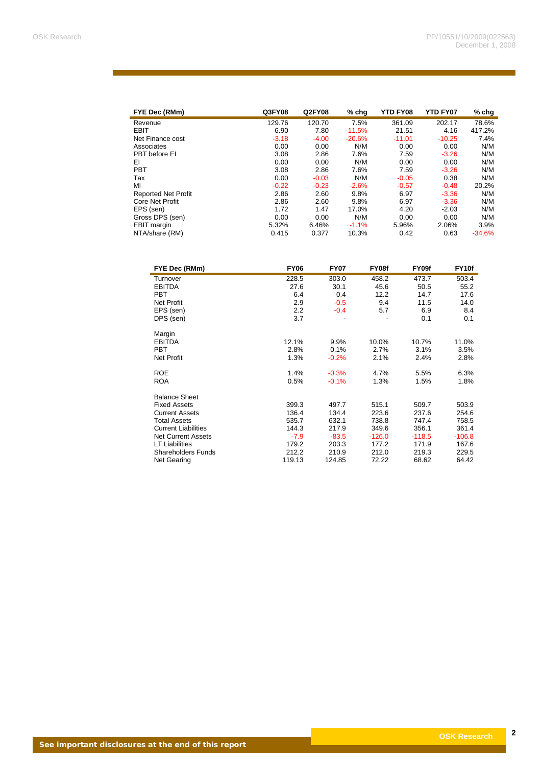| FYE Dec (RMm) | Q3FY08 | Q2FY08 | % chg | YTD FY08 | YTD FY07 | % chg |
|---|---|---|---|---|---|---|
| Revenue | 129.76 | 120.70 | 7.5% | 361.09 | 202.17 | 78.6% |
| EBIT | 6.90 | 7.80 | -11.5% | 21.51 | 4.16 | 417.2% |
| Net Finance cost | -3.18 | -4.00 | -20.6% | -11.01 | -10.25 | 7.4% |
| Associates | 0.00 | 0.00 | N/M | 0.00 | 0.00 | N/M |
| PBT before EI | 3.08 | 2.86 | 7.6% | 7.59 | -3.26 | N/M |
| EI | 0.00 | 0.00 | N/M | 0.00 | 0.00 | N/M |
| PBT | 3.08 | 2.86 | 7.6% | 7.59 | -3.26 | N/M |
| Tax | 0.00 | -0.03 | N/M | -0.05 | 0.38 | N/M |
| MI | -0.22 | -0.23 | -2.6% | -0.57 | -0.48 | 20.2% |
| Reported Net Profit | 2.86 | 2.60 | 9.8% | 6.97 | -3.36 | N/M |
| Core Net Profit | 2.86 | 2.60 | 9.8% | 6.97 | -3.36 | N/M |
| EPS (sen) | 1.72 | 1.47 | 17.0% | 4.20 | -2.03 | N/M |
| Gross DPS (sen) | 0.00 | 0.00 | N/M | 0.00 | 0.00 | N/M |
| EBIT margin | 5.32% | 6.46% | -1.1% | 5.96% | 2.06% | 3.9% |
| NTA/share (RM) | 0.415 | 0.377 | 10.3% | 0.42 | 0.63 | -34.6% |

| FYE Dec (RMm) | FY06 | FY07 | FY08f | FY09f | FY10f |
|---|---|---|---|---|---|
| Turnover | 228.5 | 303.0 | 458.2 | 473.7 | 503.4 |
| EBITDA | 27.6 | 30.1 | 45.6 | 50.5 | 55.2 |
| PBT | 6.4 | 0.4 | 12.2 | 14.7 | 17.6 |
| Net Profit | 2.9 | -0.5 | 9.4 | 11.5 | 14.0 |
| EPS (sen) | 2.2 | -0.4 | 5.7 | 6.9 | 8.4 |
| DPS (sen) | 3.7 | - | - | 0.1 | 0.1 |
| | | | | | |
| Margin | | | | | |
| EBITDA | 12.1% | 9.9% | 10.0% | 10.7% | 11.0% |
| PBT | 2.8% | 0.1% | 2.7% | 3.1% | 3.5% |
| Net Profit | 1.3% | -0.2% | 2.1% | 2.4% | 2.8% |
| | | | | | |
| ROE | 1.4% | -0.3% | 4.7% | 5.5% | 6.3% |
| ROA | 0.5% | -0.1% | 1.3% | 1.5% | 1.8% |
| | | | | | |
| Balance Sheet | | | | | |
| Fixed Assets | 399.3 | 497.7 | 515.1 | 509.7 | 503.9 |
| Current Assets | 136.4 | 134.4 | 223.6 | 237.6 | 254.6 |
| Total Assets | 535.7 | 632.1 | 738.8 | 747.4 | 758.5 |
| Current Liabilities | 144.3 | 217.9 | 349.6 | 356.1 | 361.4 |
| Net Current Assets | -7.9 | -83.5 | -126.0 | -118.5 | -106.8 |
| LT Liabilities | 179.2 | 203.3 | 177.2 | 171.9 | 167.6 |
| Shareholders Funds | 212.2 | 210.9 | 212.0 | 219.3 | 229.5 |
| Net Gearing | 119.13 | 124.85 | 72.22 | 68.62 | 64.42 |

**See important disclosures at the end of this report**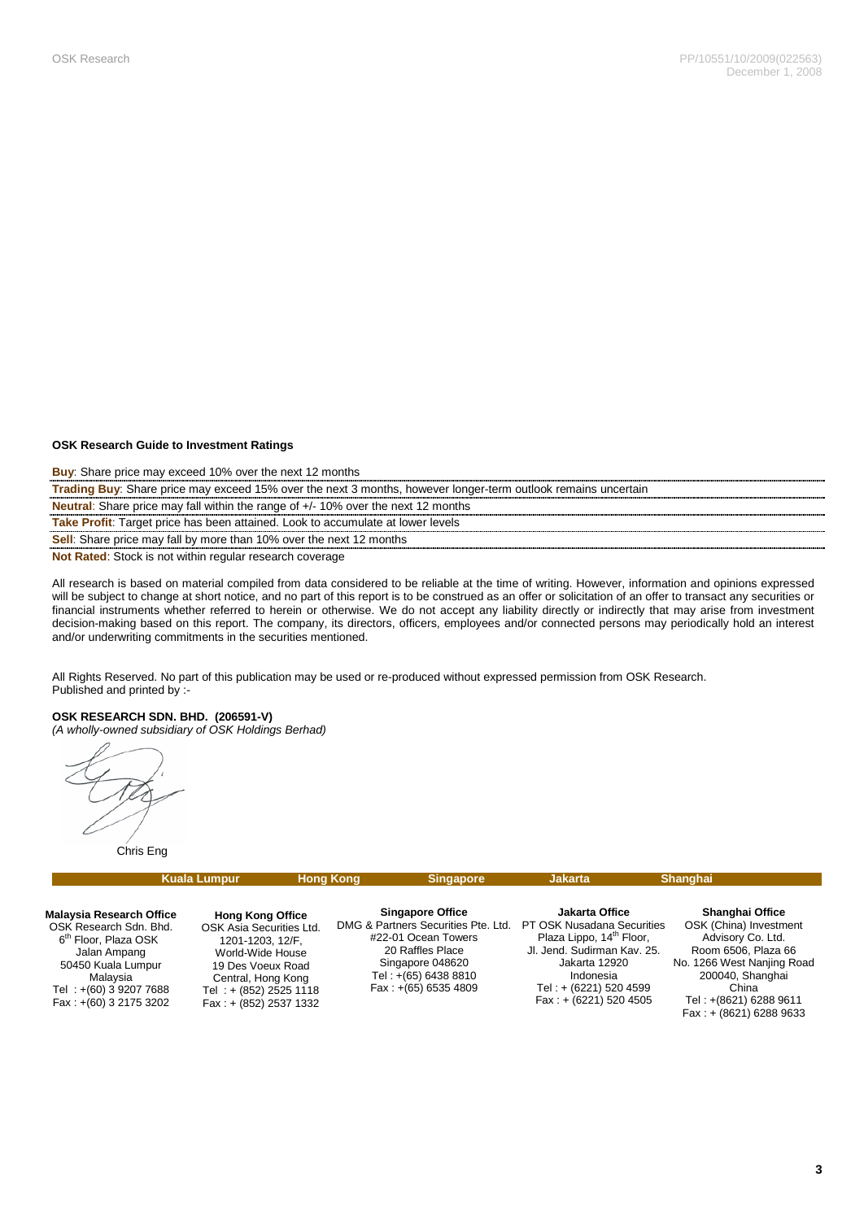**OSK Research Guide to Investment Ratings**

**Buy**: Share price may exceed 10% over the next 12 months

**Trading Buy**: Share price may exceed 15% over the next 3 months, however longer-term outlook remains uncertain

**Neutral**: Share price may fall within the range of +/- 10% over the next 12 months

**Take Profit**: Target price has been attained. Look to accumulate at lower levels

**Sell**: Share price may fall by more than 10% over the next 12 months

**Not Rated**: Stock is not within regular research coverage

All research is based on material compiled from data considered to be reliable at the time of writing. However, information and opinions expressed will be subject to change at short notice, and no part of this report is to be construed as an offer or solicitation of an offer to transact any securities or financial instruments whether referred to herein or otherwise. We do not accept any liability directly or indirectly that may arise from investment decision-making based on this report. The company, its directors, officers, employees and/or connected persons may periodically hold an interest and/or underwriting commitments in the securities mentioned.

All Rights Reserved. No part of this publication may be used or re-produced without expressed permission from OSK Research.
Published and printed by :-

**OSK RESEARCH SDN. BHD. (206591-V)**
*(A wholly-owned subsidiary of OSK Holdings Berhad)*

Chris Eng

| Kuala Lumpur | Hong Kong | Singapore | Jakarta | Shanghai |
|---|---|---|---|---|
| **Malaysia Research Office**<br>OSK Research Sdn. Bhd.<br>6th Floor, Plaza OSK<br>Jalan Ampang<br>50450 Kuala Lumpur<br>Malaysia<br>Tel : +(60) 3 9207 7688<br>Fax : +(60) 3 2175 3202 | **Hong Kong Office**<br>OSK Asia Securities Ltd.<br>1201-1203, 12/F,<br>World-Wide House<br>19 Des Voeux Road<br>Central, Hong Kong<br>Tel : + (852) 2525 1118<br>Fax : + (852) 2537 1332 | **Singapore Office**<br>DMG & Partners Securities Pte. Ltd.<br>#22-01 Ocean Towers<br>20 Raffles Place<br>Singapore 048620<br>Tel : +(65) 6438 8810<br>Fax : +(65) 6535 4809 | **Jakarta Office**<br>PT OSK Nusadana Securities<br>Plaza Lippo, 14th Floor,<br>Jl. Jend. Sudirman Kav. 25.<br>Jakarta 12920<br>Indonesia<br>Tel : + (6221) 520 4599<br>Fax : + (6221) 520 4505 | **Shanghai Office**<br>OSK (China) Investment<br>Advisory Co. Ltd.<br>Room 6506, Plaza 66<br>No. 1266 West Nanjing Road<br>200040, Shanghai<br>China<br>Tel : +(8621) 6288 9611<br>Fax : + (8621) 6288 9633 |